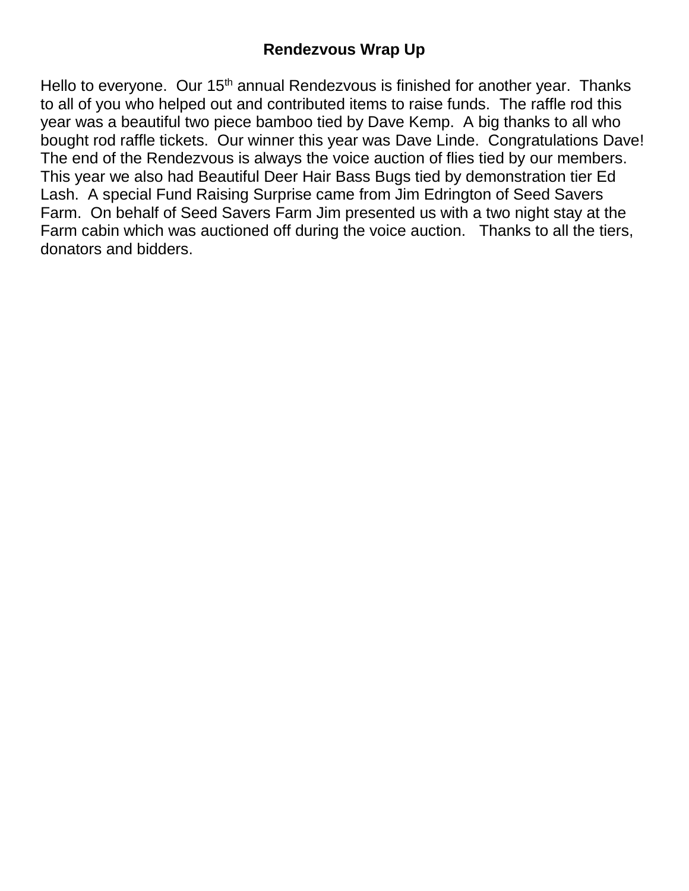# Rendezvous Wrap Up

Hello to everyone. Our 15th annual Rendezvous is finished for another year. Thanks to all of you who helped out and contributed items to raise funds. The raffle rod this year was a beautiful two piece bamboo tied by Dave Kemp. A big thanks to all who bought rod raffle tickets. Our winner this year was Dave Linde. Congratulations Dave! The end of the Rendezvous is always the voice auction of flies tied by our members. This year we also had Beautiful Deer Hair Bass Bugs tied by demonstration tier Ed Lash. A special Fund Raising Surprise came from Jim Edrington of Seed Savers Farm. On behalf of Seed Savers Farm Jim presented us with a two night stay at the Farm cabin which was auctioned off during the voice auction. Thanks to all the tiers, donators and bidders.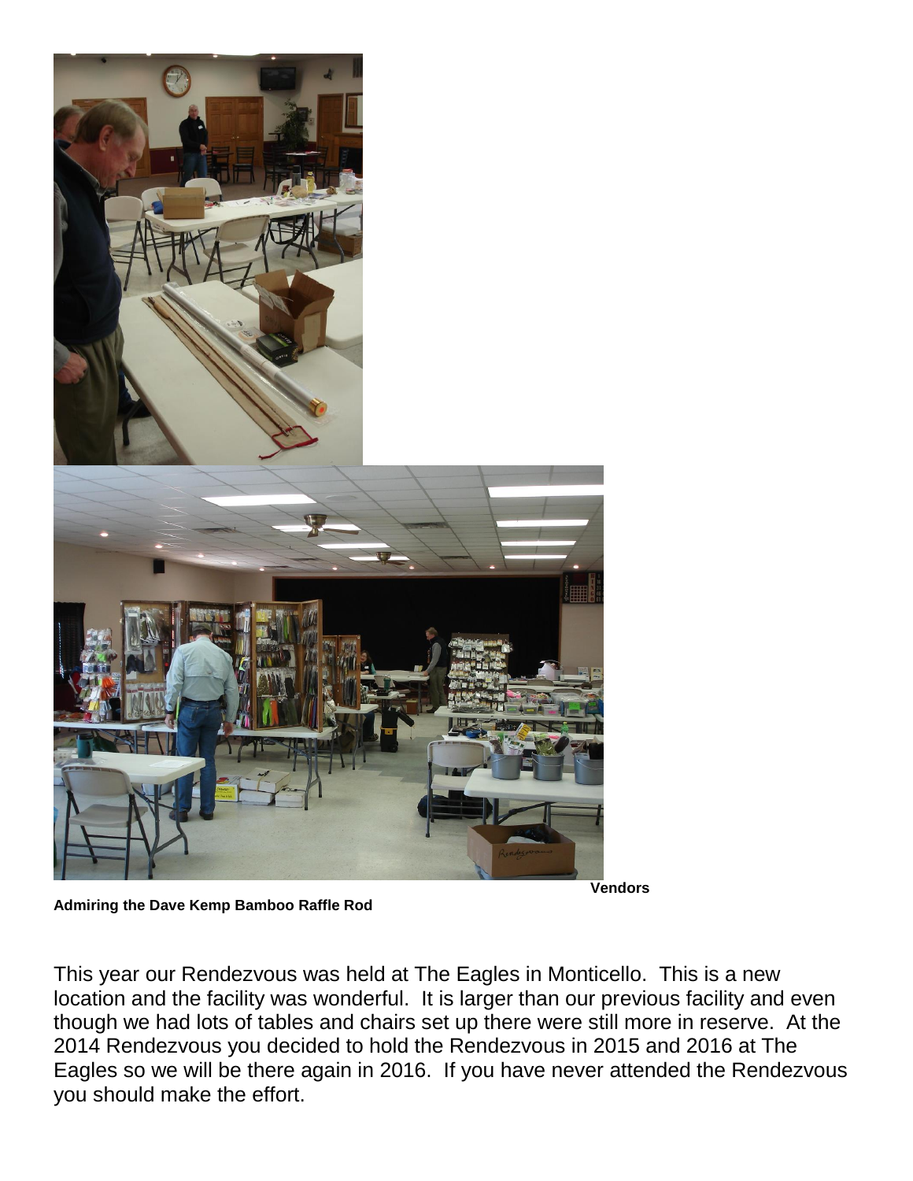**Vendors**

**Admiring the Dave Kemp Bamboo Raffle Rod**

This year our Rendezvous was held at The Eagles in Monticello. This is a new location and the facility was wonderful. It is larger than our previous facility and even though we had lots of tables and chairs set up there were still more in reserve. At the 2014 Rendezvous you decided to hold the Rendezvous in 2015 and 2016 at The Eagles so we will be there again in 2016. If you have never attended the Rendezvous you should make the effort.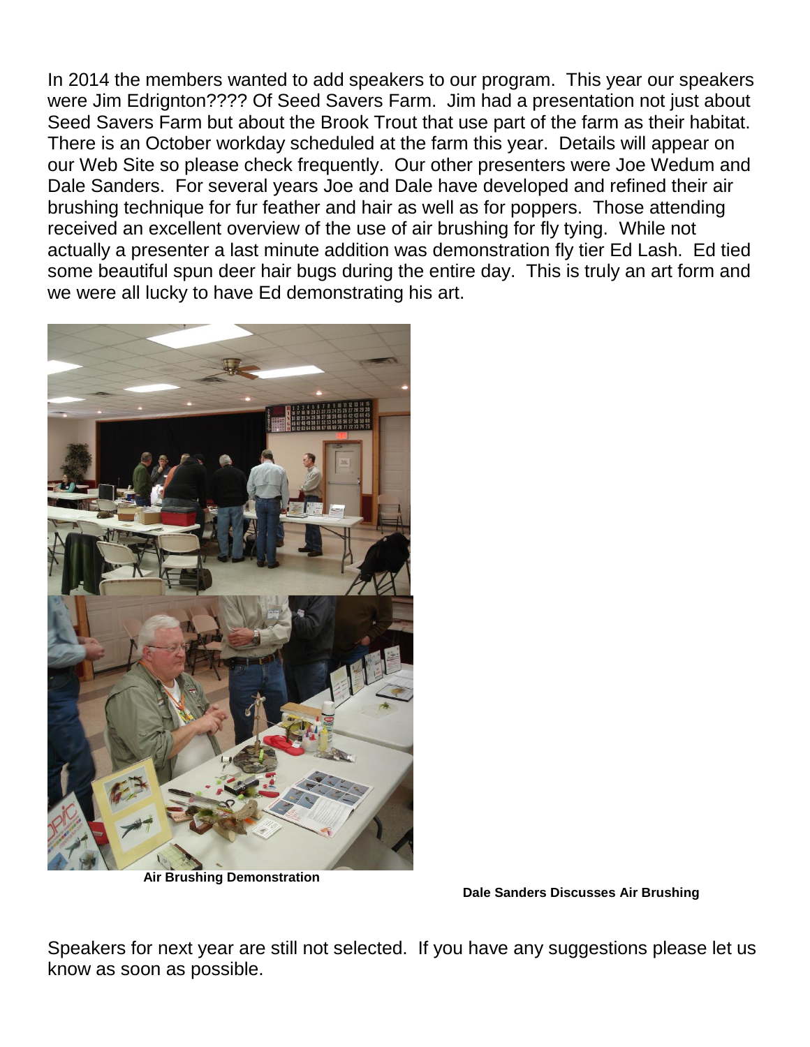In 2014 the members wanted to add speakers to our program. This year our speakers were Jim Edrignton???? Of Seed Savers Farm. Jim had a presentation not just about Seed Savers Farm but about the Brook Trout that use part of the farm as their habitat. There is an October workday scheduled at the farm this year. Details will appear on our Web Site so please check frequently. Our other presenters were Joe Wedum and Dale Sanders. For several years Joe and Dale have developed and refined their air brushing technique for fur feather and hair as well as for poppers. Those attending received an excellent overview of the use of air brushing for fly tying. While not actually a presenter a last minute addition was demonstration fly tier Ed Lash. Ed tied some beautiful spun deer hair bugs during the entire day. This is truly an art form and we were all lucky to have Ed demonstrating his art.

**Air Brushing Demonstration**

**Dale Sanders Discusses Air Brushing**

Speakers for next year are still not selected. If you have any suggestions please let us know as soon as possible.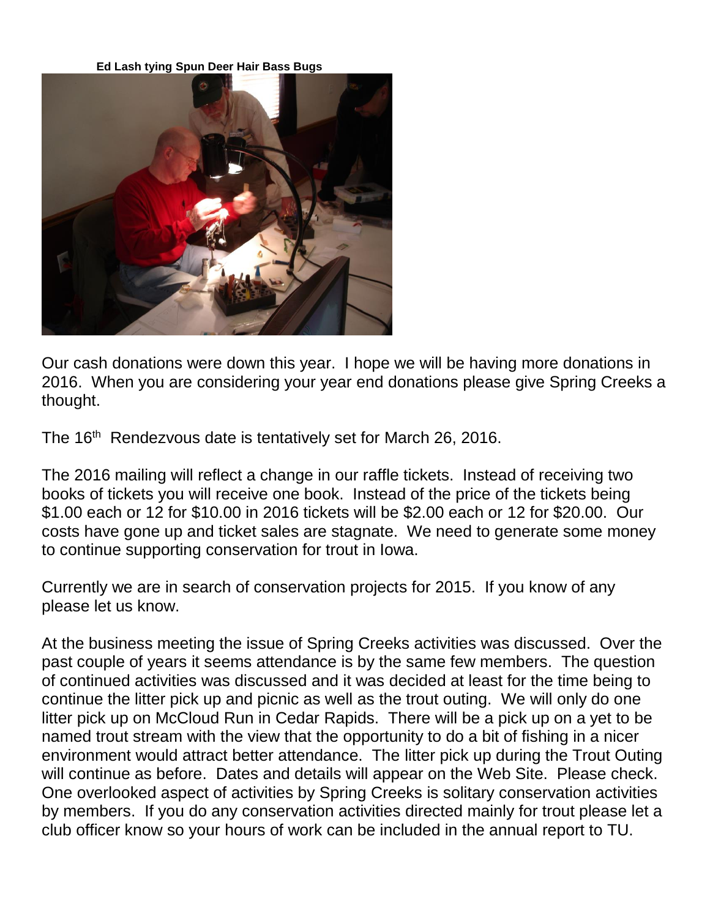**Ed Lash tying Spun Deer Hair Bass Bugs**

Our cash donations were down this year. I hope we will be having more donations in 2016. When you are considering your year end donations please give Spring Creeks a thought.

The 16th Rendezvous date is tentatively set for March 26, 2016.

The 2016 mailing will reflect a change in our raffle tickets. Instead of receiving two books of tickets you will receive one book. Instead of the price of the tickets being $1.00 each or 12 for $10.00 in 2016 tickets will be $2.00 each or 12 for $20.00. Our costs have gone up and ticket sales are stagnate. We need to generate some money to continue supporting conservation for trout in Iowa.

Currently we are in search of conservation projects for 2015. If you know of any please let us know.

At the business meeting the issue of Spring Creeks activities was discussed. Over the past couple of years it seems attendance is by the same few members. The question of continued activities was discussed and it was decided at least for the time being to continue the litter pick up and picnic as well as the trout outing. We will only do one litter pick up on McCloud Run in Cedar Rapids. There will be a pick up on a yet to be named trout stream with the view that the opportunity to do a bit of fishing in a nicer environment would attract better attendance. The litter pick up during the Trout Outing will continue as before. Dates and details will appear on the Web Site. Please check. One overlooked aspect of activities by Spring Creeks is solitary conservation activities by members. If you do any conservation activities directed mainly for trout please let a club officer know so your hours of work can be included in the annual report to TU.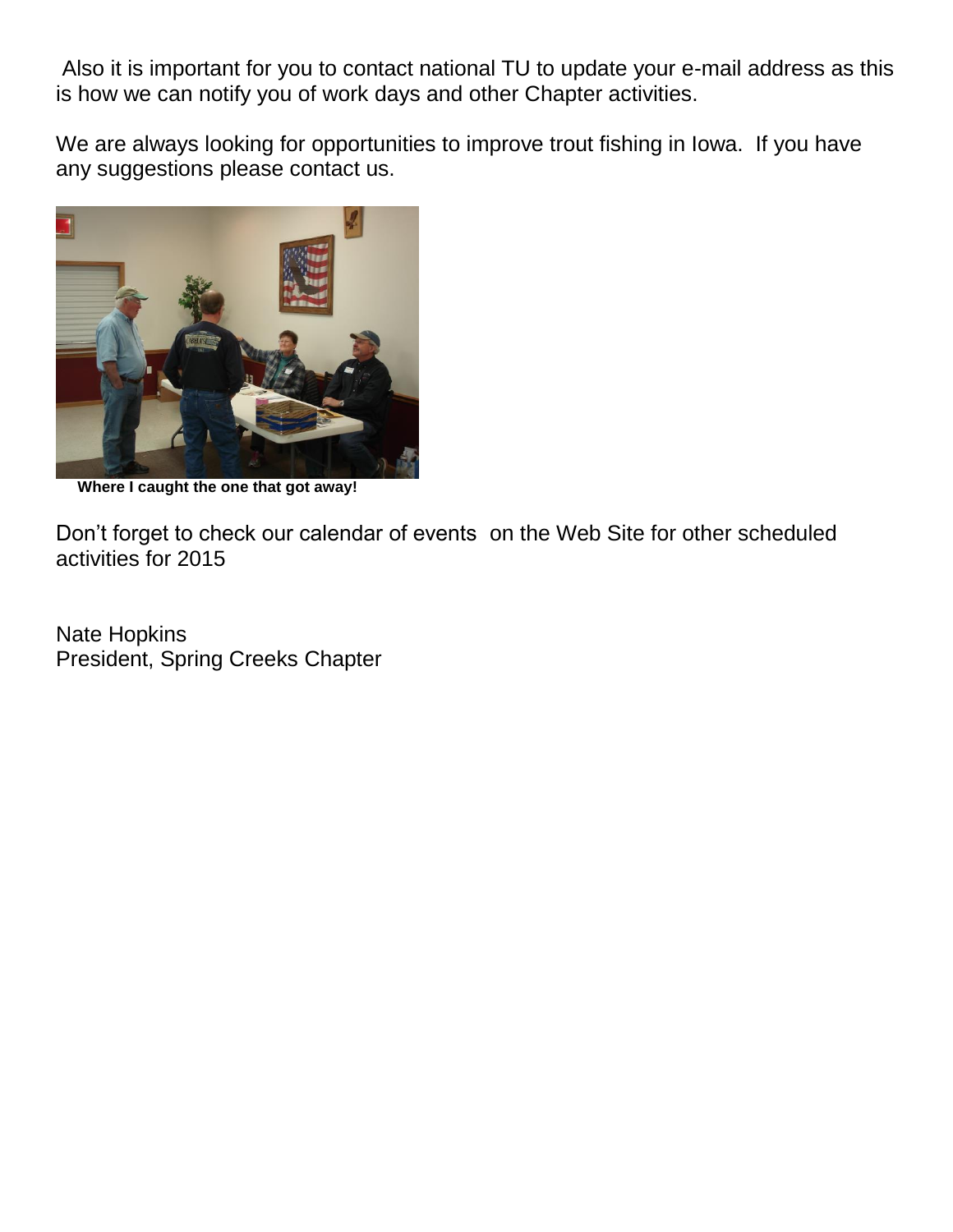Also it is important for you to contact national TU to update your e-mail address as this is how we can notify you of work days and other Chapter activities.

We are always looking for opportunities to improve trout fishing in Iowa. If you have any suggestions please contact us.

**Where I caught the one that got away!**

Don't forget to check our calendar of events on the Web Site for other scheduled activities for 2015

Nate Hopkins
President, Spring Creeks Chapter